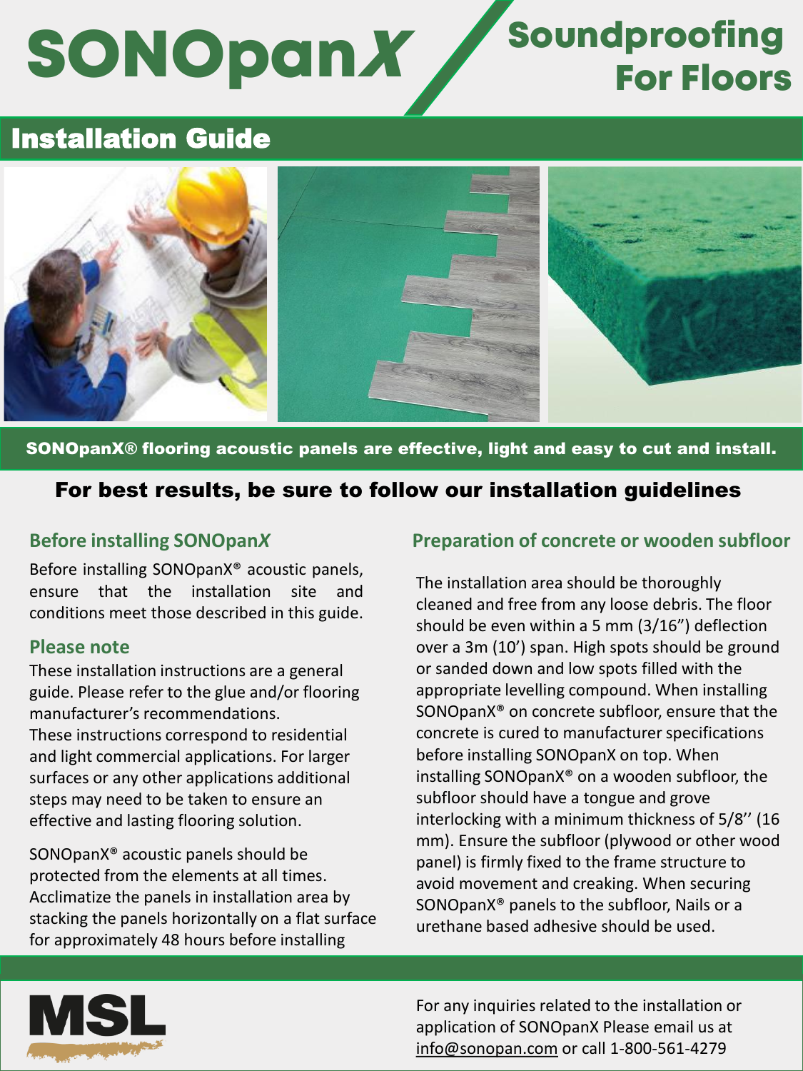# SONOpan*X*

## Soundproofing For Floors

## Installation Guide

**SONOpanX® flooring acoustic panels are effective, light and easy to cut and install.**

### For best results, be sure to follow our installation guidelines

### Before installing SONOpan*X*

Before installing SONOpanX® acoustic panels, ensure that the installation site and conditions meet those described in this guide.

### Please note

These installation instructions are a general guide. Please refer to the glue and/or flooring manufacturer's recommendations.
These instructions correspond to residential and light commercial applications. For larger surfaces or any other applications additional steps may need to be taken to ensure an effective and lasting flooring solution.

SONOpanX® acoustic panels should be protected from the elements at all times. Acclimatize the panels in installation area by stacking the panels horizontally on a flat surface for approximately 48 hours before installing

### Preparation of concrete or wooden subfloor

The installation area should be thoroughly cleaned and free from any loose debris. The floor should be even within a 5 mm (3/16") deflection over a 3m (10') span. High spots should be ground or sanded down and low spots filled with the appropriate levelling compound. When installing SONOpanX® on concrete subfloor, ensure that the concrete is cured to manufacturer specifications before installing SONOpanX on top. When installing SONOpanX® on a wooden subfloor, the subfloor should have a tongue and grove interlocking with a minimum thickness of 5/8'' (16 mm). Ensure the subfloor (plywood or other wood panel) is firmly fixed to the frame structure to avoid movement and creaking. When securing SONOpanX® panels to the subfloor, Nails or a urethane based adhesive should be used.

MSL

For any inquiries related to the installation or application of SONOpanX Please email us at info@sonopan.com or call 1-800-561-4279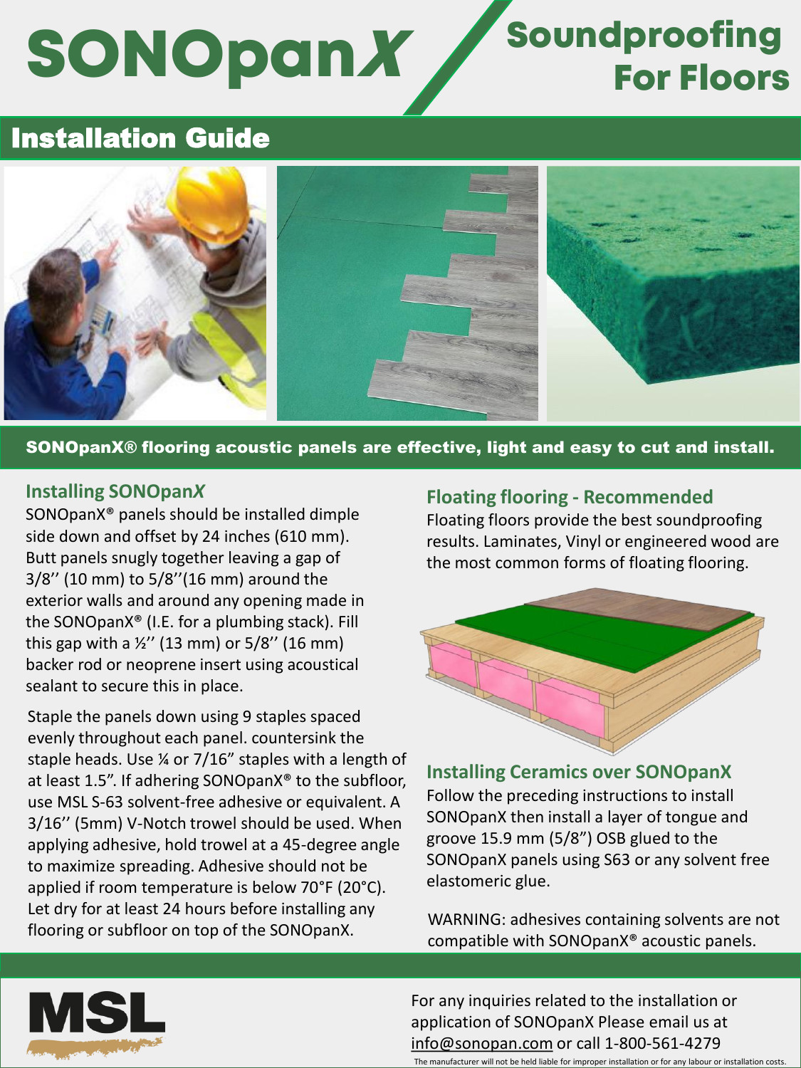# SONOpan*X*

## Soundproofing For Floors

## Installation Guide

**SONOpanX® flooring acoustic panels are effective, light and easy to cut and install.**

### Installing SONOpan*X*

SONOpanX® panels should be installed dimple side down and offset by 24 inches (610 mm). Butt panels snugly together leaving a gap of 3/8'' (10 mm) to 5/8''(16 mm) around the exterior walls and around any opening made in the SONOpanX® (I.E. for a plumbing stack). Fill this gap with a ½'' (13 mm) or 5/8'' (16 mm) backer rod or neoprene insert using acoustical sealant to secure this in place.

Staple the panels down using 9 staples spaced evenly throughout each panel. countersink the staple heads. Use ¼ or 7/16" staples with a length of at least 1.5". If adhering SONOpanX® to the subfloor, use MSL S-63 solvent-free adhesive or equivalent. A 3/16'' (5mm) V-Notch trowel should be used. When applying adhesive, hold trowel at a 45-degree angle to maximize spreading. Adhesive should not be applied if room temperature is below 70°F (20°C). Let dry for at least 24 hours before installing any flooring or subfloor on top of the SONOpanX.

### Floating flooring - Recommended

Floating floors provide the best soundproofing results. Laminates, Vinyl or engineered wood are the most common forms of floating flooring.

### Installing Ceramics over SONOpanX

Follow the preceding instructions to install SONOpanX then install a layer of tongue and groove 15.9 mm (5/8") OSB glued to the SONOpanX panels using S63 or any solvent free elastomeric glue.

WARNING: adhesives containing solvents are not compatible with SONOpanX® acoustic panels.

MSL

For any inquiries related to the installation or application of SONOpanX Please email us at info@sonopan.com or call 1-800-561-4279

The manufacturer will not be held liable for improper installation or for any labour or installation costs.